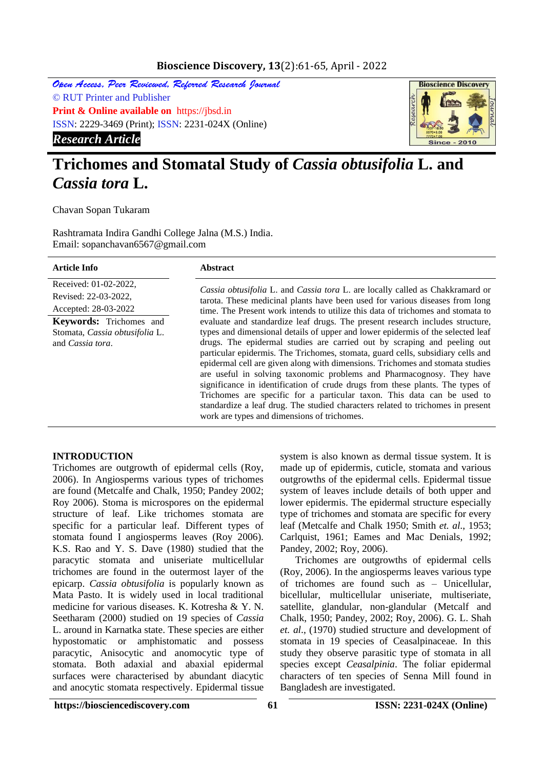*Open Access, Peer Reviewed, Refereed Research Journal*
© RUT Printer and Publisher
**Print & Online available on** https://jbsd.in
ISSN: 2229-3469 (Print); ISSN: 2231-024X (Online)
***Research Article***

# Trichomes and Stomatal Study of *Cassia obtusifolia* L. and *Cassia tora* L.

Chavan Sopan Tukaram

Rashtramata Indira Gandhi College Jalna (M.S.) India.
Email: sopanchavan6567@gmail.com

**Article Info**

Received: 01-02-2022,
Revised: 22-03-2022,
Accepted: 28-03-2022

**Keywords:** Trichomes and Stomata, *Cassia obtusifolia* L. and *Cassia tora*.

**Abstract**

*Cassia obtusifolia* L. and *Cassia tora* L. are locally called as Chakkramard or tarota. These medicinal plants have been used for various diseases from long time. The Present work intends to utilize this data of trichomes and stomata to evaluate and standardize leaf drugs. The present research includes structure, types and dimensional details of upper and lower epidermis of the selected leaf drugs. The epidermal studies are carried out by scraping and peeling out particular epidermis. The Trichomes, stomata, guard cells, subsidiary cells and epidermal cell are given along with dimensions. Trichomes and stomata studies are useful in solving taxonomic problems and Pharmacognosy. They have significance in identification of crude drugs from these plants. The types of Trichomes are specific for a particular taxon. This data can be used to standardize a leaf drug. The studied characters related to trichomes in present work are types and dimensions of trichomes.

## INTRODUCTION

Trichomes are outgrowth of epidermal cells (Roy, 2006). In Angiosperms various types of trichomes are found (Metcalfe and Chalk, 1950; Pandey 2002; Roy 2006). Stoma is microspores on the epidermal structure of leaf. Like trichomes stomata are specific for a particular leaf. Different types of stomata found I angiosperms leaves (Roy 2006). K.S. Rao and Y. S. Dave (1980) studied that the paracytic stomata and uniseriate multicellular trichomes are found in the outermost layer of the epicarp. *Cassia obtusifolia* is popularly known as Mata Pasto. It is widely used in local traditional medicine for various diseases. K. Kotresha & Y. N. Seetharam (2000) studied on 19 species of *Cassia* L. around in Karnatka state. These species are either hypostomatic or amphistomatic and possess paracytic, Anisocytic and anomocytic type of stomata. Both adaxial and abaxial epidermal surfaces were characterised by abundant diacytic and anocytic stomata respectively. Epidermal tissue system is also known as dermal tissue system. It is made up of epidermis, cuticle, stomata and various outgrowths of the epidermal cells. Epidermal tissue system of leaves include details of both upper and lower epidermis. The epidermal structure especially type of trichomes and stomata are specific for every leaf (Metcalfe and Chalk 1950; Smith *et. al.*, 1953; Carlquist, 1961; Eames and Mac Denials, 1992; Pandey, 2002; Roy, 2006).

Trichomes are outgrowths of epidermal cells (Roy, 2006). In the angiosperms leaves various type of trichomes are found such as – Unicellular, bicellular, multicellular uniseriate, multiseriate, satellite, glandular, non-glandular (Metcalf and Chalk, 1950; Pandey, 2002; Roy, 2006). G. L. Shah *et. al*., (1970) studied structure and development of stomata in 19 species of Ceasalpinaceae. In this study they observe parasitic type of stomata in all species except *Ceasalpinia*. The foliar epidermal characters of ten species of Senna Mill found in Bangladesh are investigated.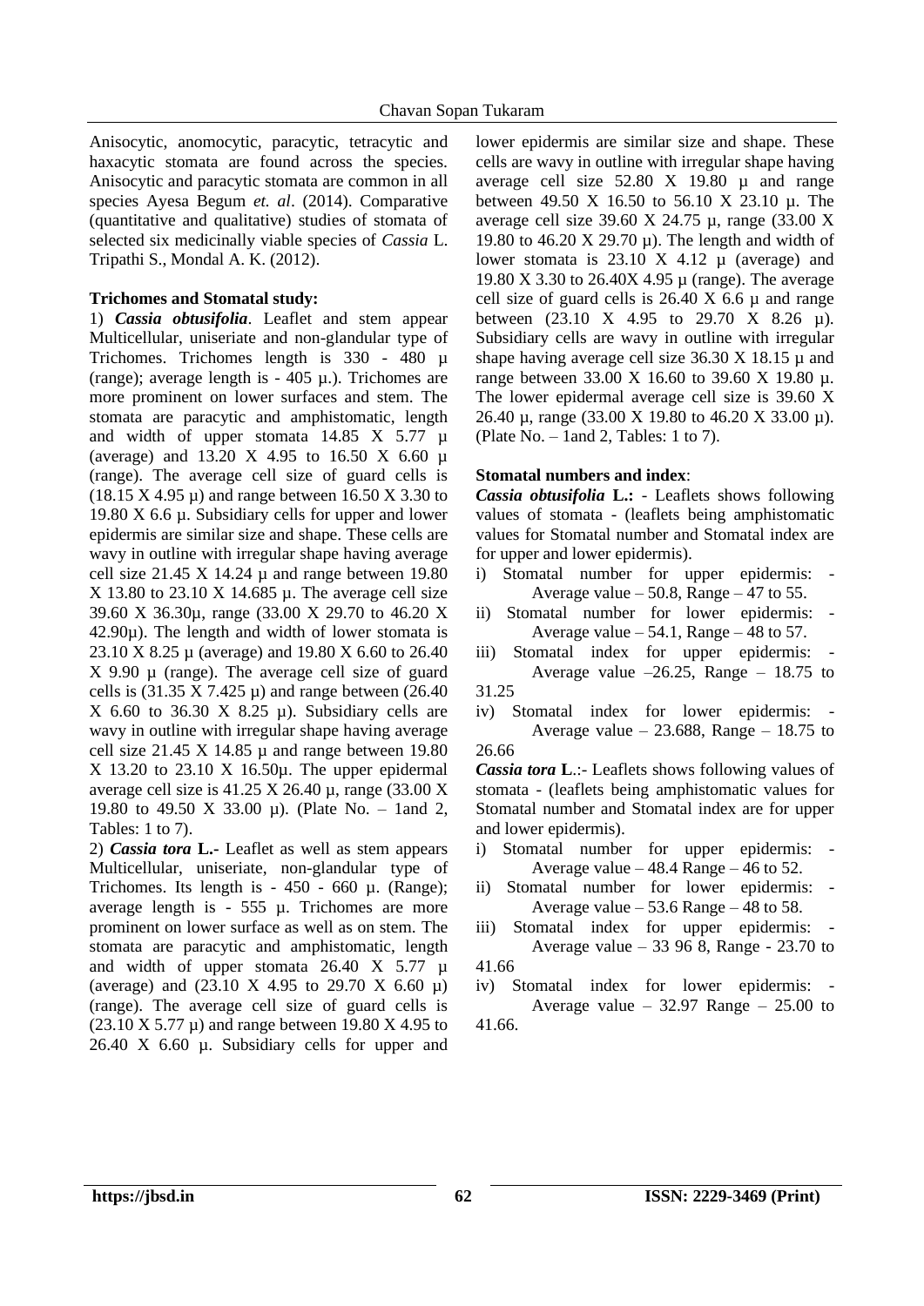Anisocytic, anomocytic, paracytic, tetracytic and haxacytic stomata are found across the species. Anisocytic and paracytic stomata are common in all species Ayesa Begum *et. al*. (2014). Comparative (quantitative and qualitative) studies of stomata of selected six medicinally viable species of *Cassia* L. Tripathi S., Mondal A. K. (2012).

**Trichomes and Stomatal study:**

1) ***Cassia obtusifolia***. Leaflet and stem appear Multicellular, uniseriate and non-glandular type of Trichomes. Trichomes length is 330 - 480 µ (range); average length is - 405 µ.). Trichomes are more prominent on lower surfaces and stem. The stomata are paracytic and amphistomatic, length and width of upper stomata 14.85 X 5.77 µ (average) and 13.20 X 4.95 to 16.50 X 6.60 µ (range). The average cell size of guard cells is (18.15 X 4.95 µ) and range between 16.50 X 3.30 to 19.80 X 6.6 µ. Subsidiary cells for upper and lower epidermis are similar size and shape. These cells are wavy in outline with irregular shape having average cell size 21.45 X 14.24 µ and range between 19.80 X 13.80 to 23.10 X 14.685 µ. The average cell size 39.60 X 36.30µ, range (33.00 X 29.70 to 46.20 X 42.90µ). The length and width of lower stomata is 23.10 X 8.25 µ (average) and 19.80 X 6.60 to 26.40 X 9.90 µ (range). The average cell size of guard cells is (31.35 X 7.425 µ) and range between (26.40 X 6.60 to 36.30 X 8.25 µ). Subsidiary cells are wavy in outline with irregular shape having average cell size 21.45 X 14.85 µ and range between 19.80 X 13.20 to 23.10 X 16.50µ. The upper epidermal average cell size is 41.25 X 26.40 µ, range (33.00 X 19.80 to 49.50 X 33.00 µ). (Plate No. – 1and 2, Tables: 1 to 7).

2) ***Cassia tora* L.-** Leaflet as well as stem appears Multicellular, uniseriate, non-glandular type of Trichomes. Its length is - 450 - 660 µ. (Range); average length is - 555 µ. Trichomes are more prominent on lower surface as well as on stem. The stomata are paracytic and amphistomatic, length and width of upper stomata 26.40 X 5.77 µ (average) and (23.10 X 4.95 to 29.70 X 6.60 µ) (range). The average cell size of guard cells is (23.10 X 5.77 µ) and range between 19.80 X 4.95 to 26.40 X 6.60 µ. Subsidiary cells for upper and lower epidermis are similar size and shape. These cells are wavy in outline with irregular shape having average cell size 52.80 X 19.80 µ and range between 49.50 X 16.50 to 56.10 X 23.10 µ. The average cell size 39.60 X 24.75 µ, range (33.00 X 19.80 to 46.20 X 29.70 µ). The length and width of lower stomata is 23.10 X 4.12 µ (average) and 19.80 X 3.30 to 26.40X 4.95 µ (range). The average cell size of guard cells is 26.40 X 6.6 µ and range between (23.10 X 4.95 to 29.70 X 8.26 µ). Subsidiary cells are wavy in outline with irregular shape having average cell size 36.30 X 18.15 µ and range between 33.00 X 16.60 to 39.60 X 19.80 µ. The lower epidermal average cell size is 39.60 X 26.40 µ, range (33.00 X 19.80 to 46.20 X 33.00 µ). (Plate No. – 1and 2, Tables: 1 to 7).

**Stomatal numbers and index**:

***Cassia obtusifolia* L.:** - Leaflets shows following values of stomata - (leaflets being amphistomatic values for Stomatal number and Stomatal index are for upper and lower epidermis).

i) Stomatal number for upper epidermis: - Average value – 50.8, Range – 47 to 55.
ii) Stomatal number for lower epidermis: - Average value – 54.1, Range – 48 to 57.
iii) Stomatal index for upper epidermis: - Average value –26.25, Range – 18.75 to 31.25
iv) Stomatal index for lower epidermis: - Average value – 23.688, Range – 18.75 to 26.66

***Cassia tora* L**.:- Leaflets shows following values of stomata - (leaflets being amphistomatic values for Stomatal number and Stomatal index are for upper and lower epidermis).

i) Stomatal number for upper epidermis: - Average value – 48.4 Range – 46 to 52.
ii) Stomatal number for lower epidermis: - Average value – 53.6 Range – 48 to 58.
iii) Stomatal index for upper epidermis: - Average value – 33 96 8, Range - 23.70 to 41.66
iv) Stomatal index for lower epidermis: - Average value – 32.97 Range – 25.00 to 41.66.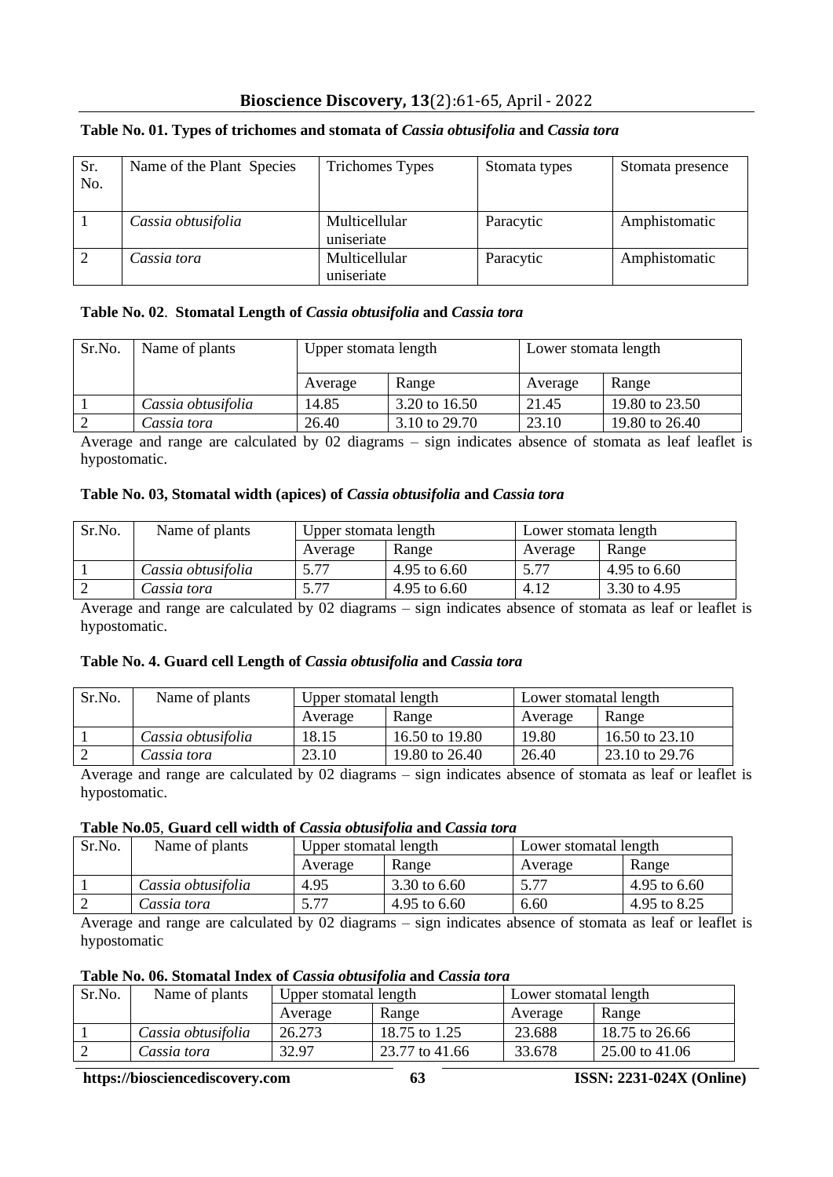**Table No. 01. Types of trichomes and stomata of *Cassia obtusifolia* and *Cassia tora***

| Sr. No. | Name of the Plant Species | Trichomes Types | Stomata types | Stomata presence |
|---|---|---|---|---|
| 1 | *Cassia obtusifolia* | Multicellular uniseriate | Paracytic | Amphistomatic |
| 2 | *Cassia tora* | Multicellular uniseriate | Paracytic | Amphistomatic |

**Table No. 02. Stomatal Length of *Cassia obtusifolia* and *Cassia tora***

| Sr.No. | Name of plants | Upper stomata length | | Lower stomata length | |
|---|---|---|---|---|---|
| | | Average | Range | Average | Range |
| 1 | *Cassia obtusifolia* | 14.85 | 3.20 to 16.50 | 21.45 | 19.80 to 23.50 |
| 2 | *Cassia tora* | 26.40 | 3.10 to 29.70 | 23.10 | 19.80 to 26.40 |

Average and range are calculated by 02 diagrams – sign indicates absence of stomata as leaf leaflet is hypostomatic.

**Table No. 03, Stomatal width (apices) of *Cassia obtusifolia* and *Cassia tora***

| Sr.No. | Name of plants | Upper stomata length | | Lower stomata length | |
|---|---|---|---|---|---|
| | | Average | Range | Average | Range |
| 1 | *Cassia obtusifolia* | 5.77 | 4.95 to 6.60 | 5.77 | 4.95 to 6.60 |
| 2 | *Cassia tora* | 5.77 | 4.95 to 6.60 | 4.12 | 3.30 to 4.95 |

Average and range are calculated by 02 diagrams – sign indicates absence of stomata as leaf or leaflet is hypostomatic.

**Table No. 4. Guard cell Length of *Cassia obtusifolia* and *Cassia tora***

| Sr.No. | Name of plants | Upper stomatal length | | Lower stomatal length | |
|---|---|---|---|---|---|
| | | Average | Range | Average | Range |
| 1 | *Cassia obtusifolia* | 18.15 | 16.50 to 19.80 | 19.80 | 16.50 to 23.10 |
| 2 | *Cassia tora* | 23.10 | 19.80 to 26.40 | 26.40 | 23.10 to 29.76 |

Average and range are calculated by 02 diagrams – sign indicates absence of stomata as leaf or leaflet is hypostomatic.

**Table No.05, Guard cell width of *Cassia obtusifolia* and *Cassia tora***

| Sr.No. | Name of plants | Upper stomatal length | | Lower stomatal length | |
|---|---|---|---|---|---|
| | | Average | Range | Average | Range |
| 1 | *Cassia obtusifolia* | 4.95 | 3.30 to 6.60 | 5.77 | 4.95 to 6.60 |
| 2 | *Cassia tora* | 5.77 | 4.95 to 6.60 | 6.60 | 4.95 to 8.25 |

Average and range are calculated by 02 diagrams – sign indicates absence of stomata as leaf or leaflet is hypostomatic

**Table No. 06. Stomatal Index of *Cassia obtusifolia* and *Cassia tora***

| Sr.No. | Name of plants | Upper stomatal length | | Lower stomatal length | |
|---|---|---|---|---|---|
| | | Average | Range | Average | Range |
| 1 | *Cassia obtusifolia* | 26.273 | 18.75 to 1.25 | 23.688 | 18.75 to 26.66 |
| 2 | *Cassia tora* | 32.97 | 23.77 to 41.66 | 33.678 | 25.00 to 41.06 |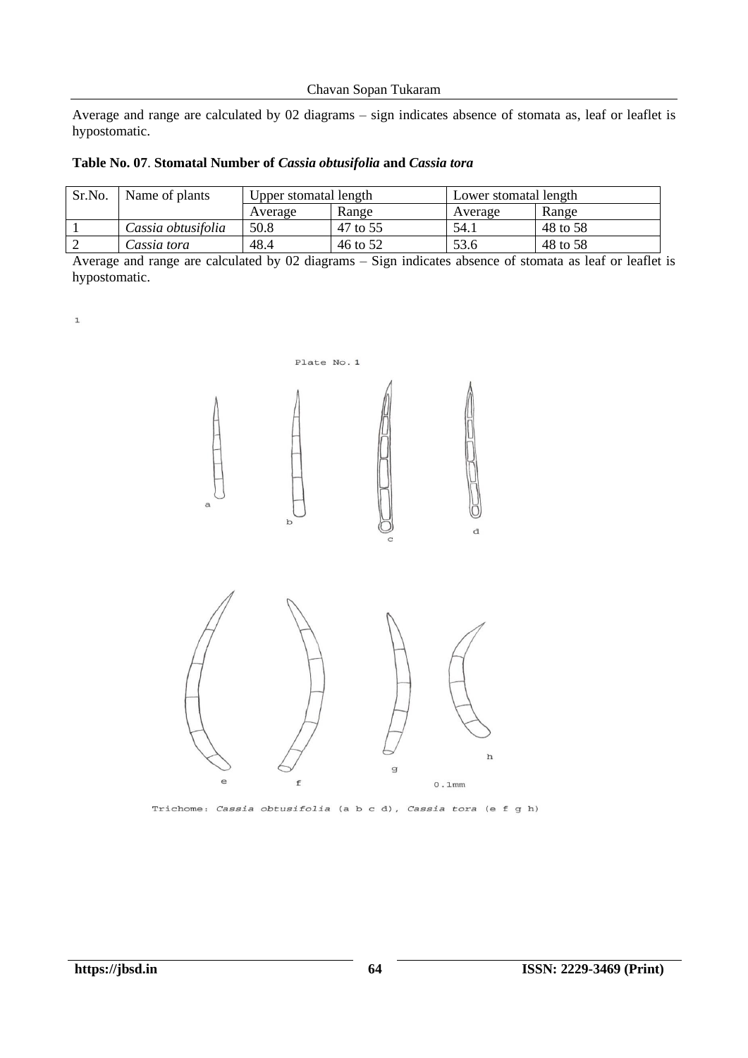Average and range are calculated by 02 diagrams – sign indicates absence of stomata as, leaf or leaflet is hypostomatic.

**Table No. 07. Stomatal Number of *Cassia obtusifolia* and *Cassia tora***

| Sr.No. | Name of plants | Upper stomatal length | | Lower stomatal length | |
|---|---|---|---|---|---|
| | | Average | Range | Average | Range |
| 1 | *Cassia obtusifolia* | 50.8 | 47 to 55 | 54.1 | 48 to 58 |
| 2 | *Cassia tora* | 48.4 | 46 to 52 | 53.6 | 48 to 58 |

Average and range are calculated by 02 diagrams – Sign indicates absence of stomata as leaf or leaflet is hypostomatic.

Plate No. 1

Trichome: *Cassia obtusifolia* (a b c d), *Cassia tora* (e f g h)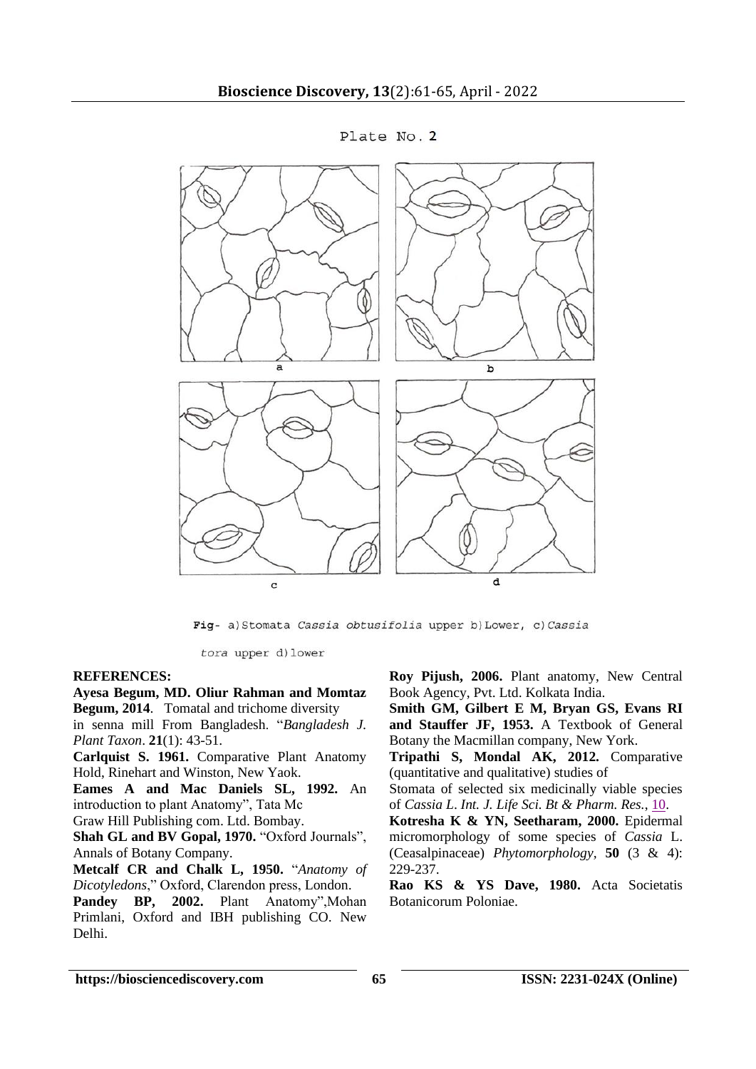Plate No. 2

a

b

c

d

Fig- a) Stomata *Cassia obtusifolia* upper b) Lower, c) *Cassia tora* upper d) lower

**REFERENCES:**

**Ayesa Begum, MD. Oliur Rahman and Momtaz Begum, 2014**. Tomatal and trichome diversity in senna mill From Bangladesh. "*Bangladesh J. Plant Taxon*. **21**(1): 43-51.

**Carlquist S. 1961.** Comparative Plant Anatomy Hold, Rinehart and Winston, New Yaok.

**Eames A and Mac Daniels SL, 1992.** An introduction to plant Anatomy", Tata Mc Graw Hill Publishing com. Ltd. Bombay.

**Shah GL and BV Gopal, 1970.** "Oxford Journals", Annals of Botany Company.

**Metcalf CR and Chalk L, 1950.** "*Anatomy of Dicotyledons*," Oxford, Clarendon press, London.

**Pandey BP, 2002.** Plant Anatomy",Mohan Primlani, Oxford and IBH publishing CO. New Delhi.

**Roy Pijush, 2006.** Plant anatomy, New Central Book Agency, Pvt. Ltd. Kolkata India.

**Smith GM, Gilbert E M, Bryan GS, Evans RI and Stauffer JF, 1953.** A Textbook of General Botany the Macmillan company, New York.

**Tripathi S, Mondal AK, 2012.** Comparative (quantitative and qualitative) studies of Stomata of selected six medicinally viable species of *Cassia L*. *Int. J. Life Sci. Bt & Pharm. Res.*, 10.

**Kotresha K & YN, Seetharam, 2000.** Epidermal micromorphology of some species of *Cassia* L. (Ceasalpinaceae) *Phytomorphology*, **50** (3 & 4): 229-237.

**Rao KS & YS Dave, 1980.** Acta Societatis Botanicorum Poloniae.